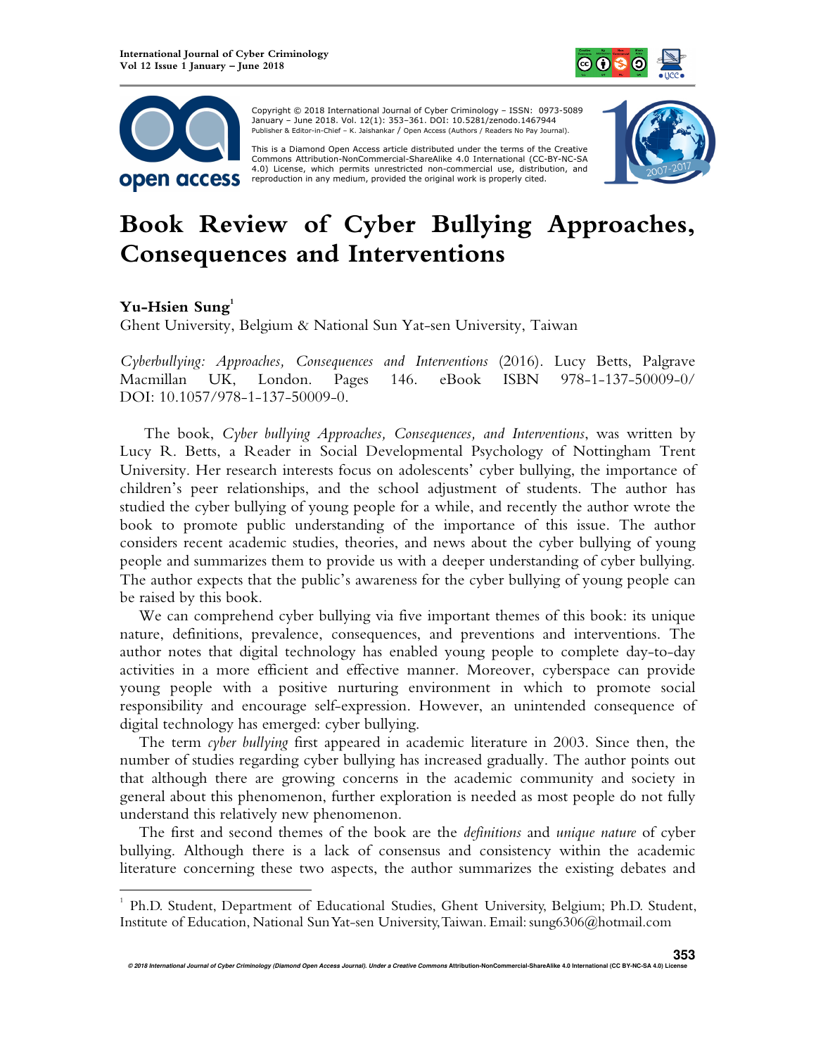Copyright © 2018 International Journal of Cyber Criminology – ISSN: 0973-5089 January – June 2018. Vol. 12(1): 353–361. DOI: 10.5281/zenodo.1467944
Publisher & Editor-in-Chief – K. Jaishankar / Open Access (Authors / Readers No Pay Journal).

This is a Diamond Open Access article distributed under the terms of the Creative Commons Attribution-NonCommercial-ShareAlike 4.0 International (CC-BY-NC-SA 4.0) License, which permits unrestricted non-commercial use, distribution, and reproduction in any medium, provided the original work is properly cited.

# Book Review of Cyber Bullying Approaches, Consequences and Interventions

**Yu-Hsien Sung**[1]

Ghent University, Belgium & National Sun Yat-sen University, Taiwan

*Cyberbullying: Approaches, Consequences and Interventions* (2016). Lucy Betts, Palgrave Macmillan UK, London. Pages 146. eBook ISBN 978-1-137-50009-0/ DOI: 10.1057/978-1-137-50009-0.

The book, *Cyber bullying Approaches, Consequences, and Interventions*, was written by Lucy R. Betts, a Reader in Social Developmental Psychology of Nottingham Trent University. Her research interests focus on adolescents' cyber bullying, the importance of children's peer relationships, and the school adjustment of students. The author has studied the cyber bullying of young people for a while, and recently the author wrote the book to promote public understanding of the importance of this issue. The author considers recent academic studies, theories, and news about the cyber bullying of young people and summarizes them to provide us with a deeper understanding of cyber bullying. The author expects that the public's awareness for the cyber bullying of young people can be raised by this book.

We can comprehend cyber bullying via five important themes of this book: its unique nature, definitions, prevalence, consequences, and preventions and interventions. The author notes that digital technology has enabled young people to complete day-to-day activities in a more efficient and effective manner. Moreover, cyberspace can provide young people with a positive nurturing environment in which to promote social responsibility and encourage self-expression. However, an unintended consequence of digital technology has emerged: cyber bullying.

The term *cyber bullying* first appeared in academic literature in 2003. Since then, the number of studies regarding cyber bullying has increased gradually. The author points out that although there are growing concerns in the academic community and society in general about this phenomenon, further exploration is needed as most people do not fully understand this relatively new phenomenon.

The first and second themes of the book are the *definitions* and *unique nature* of cyber bullying. Although there is a lack of consensus and consistency within the academic literature concerning these two aspects, the author summarizes the existing debates and

---

[1] Ph.D. Student, Department of Educational Studies, Ghent University, Belgium; Ph.D. Student, Institute of Education, National Sun Yat-sen University, Taiwan. Email: sung6306@hotmail.com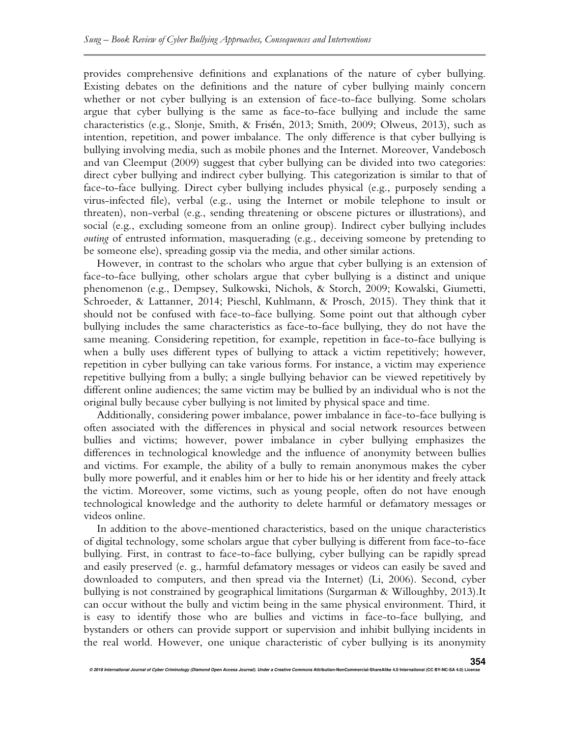provides comprehensive definitions and explanations of the nature of cyber bullying. Existing debates on the definitions and the nature of cyber bullying mainly concern whether or not cyber bullying is an extension of face-to-face bullying. Some scholars argue that cyber bullying is the same as face-to-face bullying and include the same characteristics (e.g., Slonje, Smith, & Frisén, 2013; Smith, 2009; Olweus, 2013), such as intention, repetition, and power imbalance. The only difference is that cyber bullying is bullying involving media, such as mobile phones and the Internet. Moreover, Vandebosch and van Cleemput (2009) suggest that cyber bullying can be divided into two categories: direct cyber bullying and indirect cyber bullying. This categorization is similar to that of face-to-face bullying. Direct cyber bullying includes physical (e.g., purposely sending a virus-infected file), verbal (e.g., using the Internet or mobile telephone to insult or threaten), non-verbal (e.g., sending threatening or obscene pictures or illustrations), and social (e.g., excluding someone from an online group). Indirect cyber bullying includes *outing* of entrusted information, masquerading (e.g., deceiving someone by pretending to be someone else), spreading gossip via the media, and other similar actions.

However, in contrast to the scholars who argue that cyber bullying is an extension of face-to-face bullying, other scholars argue that cyber bullying is a distinct and unique phenomenon (e.g., Dempsey, Sulkowski, Nichols, & Storch, 2009; Kowalski, Giumetti, Schroeder, & Lattanner, 2014; Pieschl, Kuhlmann, & Prosch, 2015). They think that it should not be confused with face-to-face bullying. Some point out that although cyber bullying includes the same characteristics as face-to-face bullying, they do not have the same meaning. Considering repetition, for example, repetition in face-to-face bullying is when a bully uses different types of bullying to attack a victim repetitively; however, repetition in cyber bullying can take various forms. For instance, a victim may experience repetitive bullying from a bully; a single bullying behavior can be viewed repetitively by different online audiences; the same victim may be bullied by an individual who is not the original bully because cyber bullying is not limited by physical space and time.

Additionally, considering power imbalance, power imbalance in face-to-face bullying is often associated with the differences in physical and social network resources between bullies and victims; however, power imbalance in cyber bullying emphasizes the differences in technological knowledge and the influence of anonymity between bullies and victims. For example, the ability of a bully to remain anonymous makes the cyber bully more powerful, and it enables him or her to hide his or her identity and freely attack the victim. Moreover, some victims, such as young people, often do not have enough technological knowledge and the authority to delete harmful or defamatory messages or videos online.

In addition to the above-mentioned characteristics, based on the unique characteristics of digital technology, some scholars argue that cyber bullying is different from face-to-face bullying. First, in contrast to face-to-face bullying, cyber bullying can be rapidly spread and easily preserved (e. g., harmful defamatory messages or videos can easily be saved and downloaded to computers, and then spread via the Internet) (Li, 2006). Second, cyber bullying is not constrained by geographical limitations (Surgarman & Willoughby, 2013).It can occur without the bully and victim being in the same physical environment. Third, it is easy to identify those who are bullies and victims in face-to-face bullying, and bystanders or others can provide support or supervision and inhibit bullying incidents in the real world. However, one unique characteristic of cyber bullying is its anonymity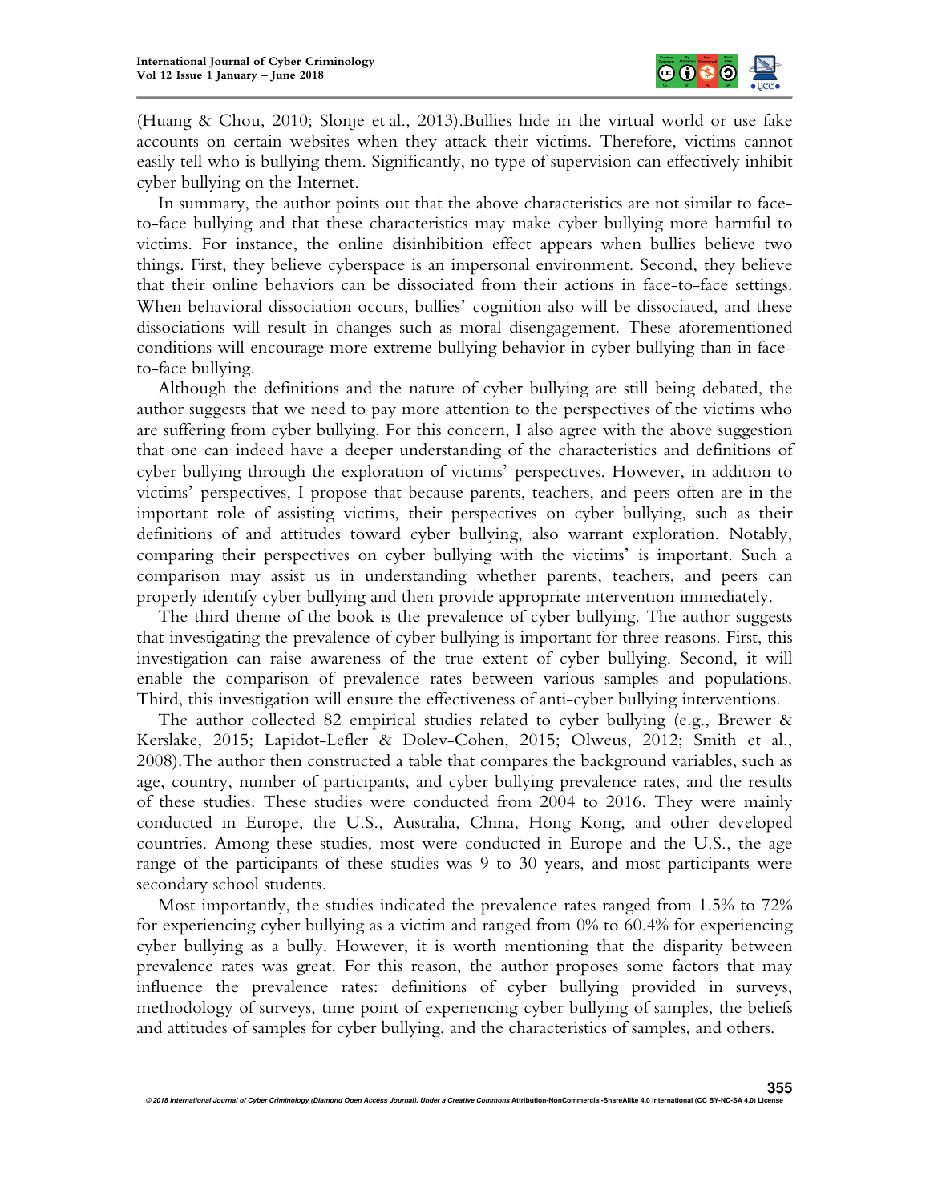(Huang & Chou, 2010; Slonje et al., 2013).Bullies hide in the virtual world or use fake accounts on certain websites when they attack their victims. Therefore, victims cannot easily tell who is bullying them. Significantly, no type of supervision can effectively inhibit cyber bullying on the Internet.

In summary, the author points out that the above characteristics are not similar to face-to-face bullying and that these characteristics may make cyber bullying more harmful to victims. For instance, the online disinhibition effect appears when bullies believe two things. First, they believe cyberspace is an impersonal environment. Second, they believe that their online behaviors can be dissociated from their actions in face-to-face settings. When behavioral dissociation occurs, bullies' cognition also will be dissociated, and these dissociations will result in changes such as moral disengagement. These aforementioned conditions will encourage more extreme bullying behavior in cyber bullying than in face-to-face bullying.

Although the definitions and the nature of cyber bullying are still being debated, the author suggests that we need to pay more attention to the perspectives of the victims who are suffering from cyber bullying. For this concern, I also agree with the above suggestion that one can indeed have a deeper understanding of the characteristics and definitions of cyber bullying through the exploration of victims' perspectives. However, in addition to victims' perspectives, I propose that because parents, teachers, and peers often are in the important role of assisting victims, their perspectives on cyber bullying, such as their definitions of and attitudes toward cyber bullying, also warrant exploration. Notably, comparing their perspectives on cyber bullying with the victims' is important. Such a comparison may assist us in understanding whether parents, teachers, and peers can properly identify cyber bullying and then provide appropriate intervention immediately.

The third theme of the book is the prevalence of cyber bullying. The author suggests that investigating the prevalence of cyber bullying is important for three reasons. First, this investigation can raise awareness of the true extent of cyber bullying. Second, it will enable the comparison of prevalence rates between various samples and populations. Third, this investigation will ensure the effectiveness of anti-cyber bullying interventions.

The author collected 82 empirical studies related to cyber bullying (e.g., Brewer & Kerslake, 2015; Lapidot-Lefler & Dolev-Cohen, 2015; Olweus, 2012; Smith et al., 2008).The author then constructed a table that compares the background variables, such as age, country, number of participants, and cyber bullying prevalence rates, and the results of these studies. These studies were conducted from 2004 to 2016. They were mainly conducted in Europe, the U.S., Australia, China, Hong Kong, and other developed countries. Among these studies, most were conducted in Europe and the U.S., the age range of the participants of these studies was 9 to 30 years, and most participants were secondary school students.

Most importantly, the studies indicated the prevalence rates ranged from 1.5% to 72% for experiencing cyber bullying as a victim and ranged from 0% to 60.4% for experiencing cyber bullying as a bully. However, it is worth mentioning that the disparity between prevalence rates was great. For this reason, the author proposes some factors that may influence the prevalence rates: definitions of cyber bullying provided in surveys, methodology of surveys, time point of experiencing cyber bullying of samples, the beliefs and attitudes of samples for cyber bullying, and the characteristics of samples, and others.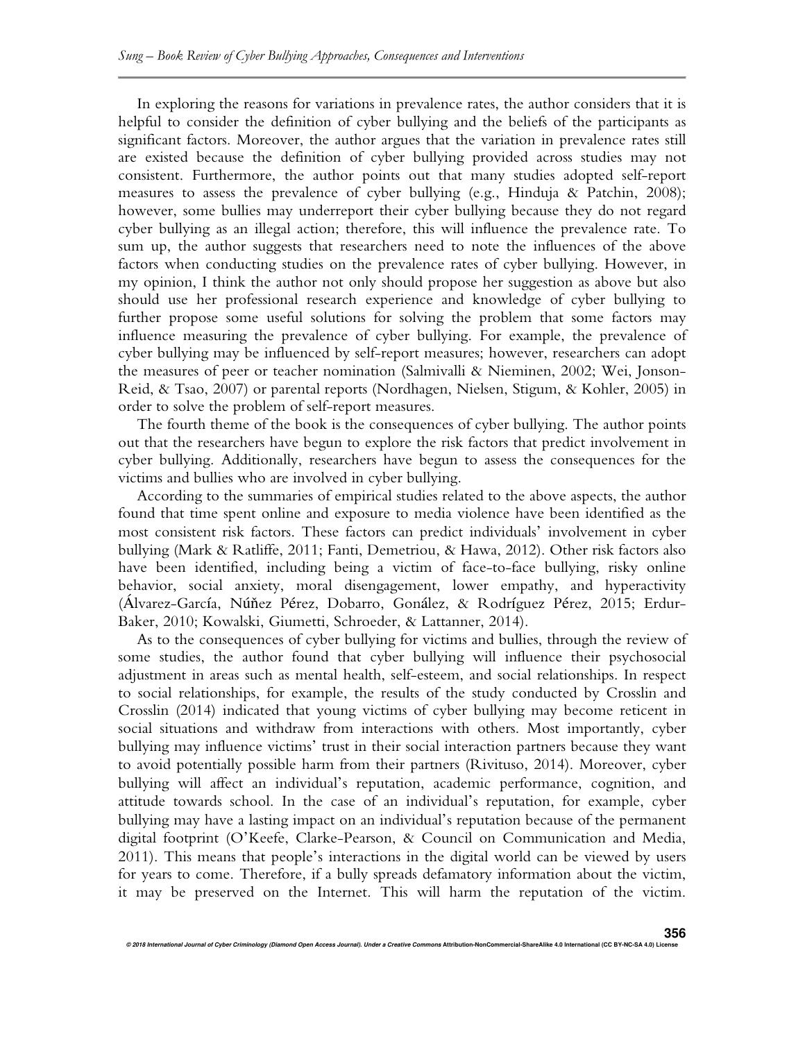In exploring the reasons for variations in prevalence rates, the author considers that it is helpful to consider the definition of cyber bullying and the beliefs of the participants as significant factors. Moreover, the author argues that the variation in prevalence rates still are existed because the definition of cyber bullying provided across studies may not consistent. Furthermore, the author points out that many studies adopted self-report measures to assess the prevalence of cyber bullying (e.g., Hinduja & Patchin, 2008); however, some bullies may underreport their cyber bullying because they do not regard cyber bullying as an illegal action; therefore, this will influence the prevalence rate. To sum up, the author suggests that researchers need to note the influences of the above factors when conducting studies on the prevalence rates of cyber bullying. However, in my opinion, I think the author not only should propose her suggestion as above but also should use her professional research experience and knowledge of cyber bullying to further propose some useful solutions for solving the problem that some factors may influence measuring the prevalence of cyber bullying. For example, the prevalence of cyber bullying may be influenced by self-report measures; however, researchers can adopt the measures of peer or teacher nomination (Salmivalli & Nieminen, 2002; Wei, Jonson-Reid, & Tsao, 2007) or parental reports (Nordhagen, Nielsen, Stigum, & Kohler, 2005) in order to solve the problem of self-report measures.

The fourth theme of the book is the consequences of cyber bullying. The author points out that the researchers have begun to explore the risk factors that predict involvement in cyber bullying. Additionally, researchers have begun to assess the consequences for the victims and bullies who are involved in cyber bullying.

According to the summaries of empirical studies related to the above aspects, the author found that time spent online and exposure to media violence have been identified as the most consistent risk factors. These factors can predict individuals' involvement in cyber bullying (Mark & Ratliffe, 2011; Fanti, Demetriou, & Hawa, 2012). Other risk factors also have been identified, including being a victim of face-to-face bullying, risky online behavior, social anxiety, moral disengagement, lower empathy, and hyperactivity (Álvarez-García, Núñez Pérez, Dobarro, Gonález, & Rodríguez Pérez, 2015; Erdur-Baker, 2010; Kowalski, Giumetti, Schroeder, & Lattanner, 2014).

As to the consequences of cyber bullying for victims and bullies, through the review of some studies, the author found that cyber bullying will influence their psychosocial adjustment in areas such as mental health, self-esteem, and social relationships. In respect to social relationships, for example, the results of the study conducted by Crosslin and Crosslin (2014) indicated that young victims of cyber bullying may become reticent in social situations and withdraw from interactions with others. Most importantly, cyber bullying may influence victims' trust in their social interaction partners because they want to avoid potentially possible harm from their partners (Rivituso, 2014). Moreover, cyber bullying will affect an individual's reputation, academic performance, cognition, and attitude towards school. In the case of an individual's reputation, for example, cyber bullying may have a lasting impact on an individual's reputation because of the permanent digital footprint (O'Keefe, Clarke-Pearson, & Council on Communication and Media, 2011). This means that people's interactions in the digital world can be viewed by users for years to come. Therefore, if a bully spreads defamatory information about the victim, it may be preserved on the Internet. This will harm the reputation of the victim.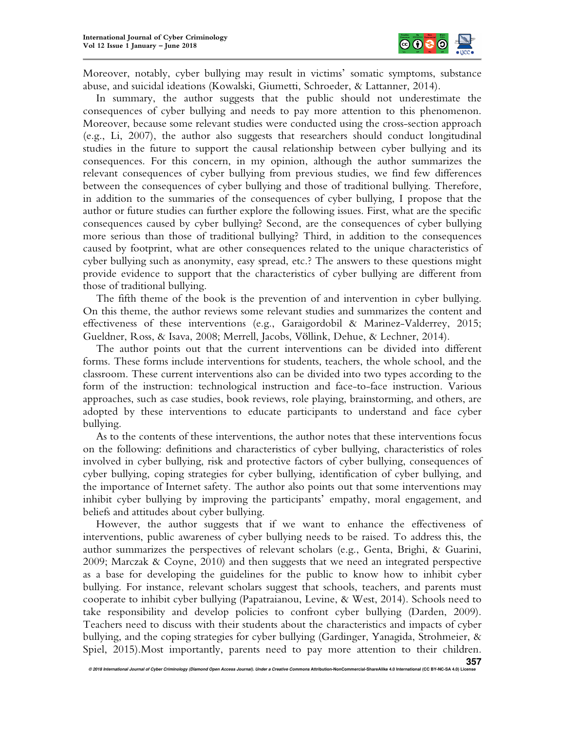Moreover, notably, cyber bullying may result in victims' somatic symptoms, substance abuse, and suicidal ideations (Kowalski, Giumetti, Schroeder, & Lattanner, 2014).

In summary, the author suggests that the public should not underestimate the consequences of cyber bullying and needs to pay more attention to this phenomenon. Moreover, because some relevant studies were conducted using the cross-section approach (e.g., Li, 2007), the author also suggests that researchers should conduct longitudinal studies in the future to support the causal relationship between cyber bullying and its consequences. For this concern, in my opinion, although the author summarizes the relevant consequences of cyber bullying from previous studies, we find few differences between the consequences of cyber bullying and those of traditional bullying. Therefore, in addition to the summaries of the consequences of cyber bullying, I propose that the author or future studies can further explore the following issues. First, what are the specific consequences caused by cyber bullying? Second, are the consequences of cyber bullying more serious than those of traditional bullying? Third, in addition to the consequences caused by footprint, what are other consequences related to the unique characteristics of cyber bullying such as anonymity, easy spread, etc.? The answers to these questions might provide evidence to support that the characteristics of cyber bullying are different from those of traditional bullying.

The fifth theme of the book is the prevention of and intervention in cyber bullying. On this theme, the author reviews some relevant studies and summarizes the content and effectiveness of these interventions (e.g., Garaigordobil & Marinez-Valderrey, 2015; Gueldner, Ross, & Isava, 2008; Merrell, Jacobs, Völlink, Dehue, & Lechner, 2014).

The author points out that the current interventions can be divided into different forms. These forms include interventions for students, teachers, the whole school, and the classroom. These current interventions also can be divided into two types according to the form of the instruction: technological instruction and face-to-face instruction. Various approaches, such as case studies, book reviews, role playing, brainstorming, and others, are adopted by these interventions to educate participants to understand and face cyber bullying.

As to the contents of these interventions, the author notes that these interventions focus on the following: definitions and characteristics of cyber bullying, characteristics of roles involved in cyber bullying, risk and protective factors of cyber bullying, consequences of cyber bullying, coping strategies for cyber bullying, identification of cyber bullying, and the importance of Internet safety. The author also points out that some interventions may inhibit cyber bullying by improving the participants' empathy, moral engagement, and beliefs and attitudes about cyber bullying.

However, the author suggests that if we want to enhance the effectiveness of interventions, public awareness of cyber bullying needs to be raised. To address this, the author summarizes the perspectives of relevant scholars (e.g., Genta, Brighi, & Guarini, 2009; Marczak & Coyne, 2010) and then suggests that we need an integrated perspective as a base for developing the guidelines for the public to know how to inhibit cyber bullying. For instance, relevant scholars suggest that schools, teachers, and parents must cooperate to inhibit cyber bullying (Papatraianou, Levine, & West, 2014). Schools need to take responsibility and develop policies to confront cyber bullying (Darden, 2009). Teachers need to discuss with their students about the characteristics and impacts of cyber bullying, and the coping strategies for cyber bullying (Gardinger, Yanagida, Strohmeier, & Spiel, 2015).Most importantly, parents need to pay more attention to their children.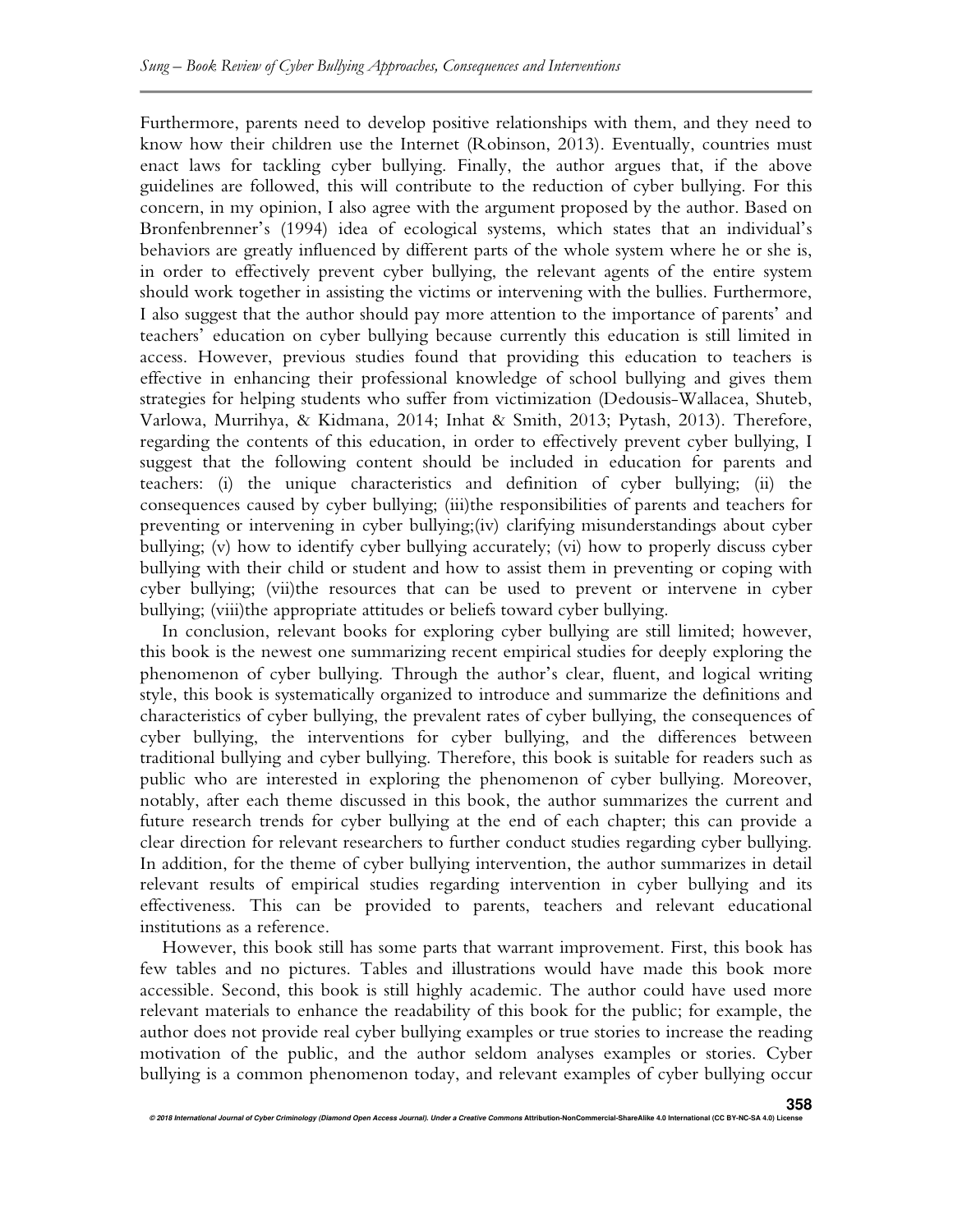Furthermore, parents need to develop positive relationships with them, and they need to know how their children use the Internet (Robinson, 2013). Eventually, countries must enact laws for tackling cyber bullying. Finally, the author argues that, if the above guidelines are followed, this will contribute to the reduction of cyber bullying. For this concern, in my opinion, I also agree with the argument proposed by the author. Based on Bronfenbrenner's (1994) idea of ecological systems, which states that an individual's behaviors are greatly influenced by different parts of the whole system where he or she is, in order to effectively prevent cyber bullying, the relevant agents of the entire system should work together in assisting the victims or intervening with the bullies. Furthermore, I also suggest that the author should pay more attention to the importance of parents' and teachers' education on cyber bullying because currently this education is still limited in access. However, previous studies found that providing this education to teachers is effective in enhancing their professional knowledge of school bullying and gives them strategies for helping students who suffer from victimization (Dedousis-Wallacea, Shuteb, Varlowa, Murrihya, & Kidmana, 2014; Inhat & Smith, 2013; Pytash, 2013). Therefore, regarding the contents of this education, in order to effectively prevent cyber bullying, I suggest that the following content should be included in education for parents and teachers: (i) the unique characteristics and definition of cyber bullying; (ii) the consequences caused by cyber bullying; (iii)the responsibilities of parents and teachers for preventing or intervening in cyber bullying;(iv) clarifying misunderstandings about cyber bullying; (v) how to identify cyber bullying accurately; (vi) how to properly discuss cyber bullying with their child or student and how to assist them in preventing or coping with cyber bullying; (vii)the resources that can be used to prevent or intervene in cyber bullying; (viii)the appropriate attitudes or beliefs toward cyber bullying.

In conclusion, relevant books for exploring cyber bullying are still limited; however, this book is the newest one summarizing recent empirical studies for deeply exploring the phenomenon of cyber bullying. Through the author's clear, fluent, and logical writing style, this book is systematically organized to introduce and summarize the definitions and characteristics of cyber bullying, the prevalent rates of cyber bullying, the consequences of cyber bullying, the interventions for cyber bullying, and the differences between traditional bullying and cyber bullying. Therefore, this book is suitable for readers such as public who are interested in exploring the phenomenon of cyber bullying. Moreover, notably, after each theme discussed in this book, the author summarizes the current and future research trends for cyber bullying at the end of each chapter; this can provide a clear direction for relevant researchers to further conduct studies regarding cyber bullying. In addition, for the theme of cyber bullying intervention, the author summarizes in detail relevant results of empirical studies regarding intervention in cyber bullying and its effectiveness. This can be provided to parents, teachers and relevant educational institutions as a reference.

However, this book still has some parts that warrant improvement. First, this book has few tables and no pictures. Tables and illustrations would have made this book more accessible. Second, this book is still highly academic. The author could have used more relevant materials to enhance the readability of this book for the public; for example, the author does not provide real cyber bullying examples or true stories to increase the reading motivation of the public, and the author seldom analyses examples or stories. Cyber bullying is a common phenomenon today, and relevant examples of cyber bullying occur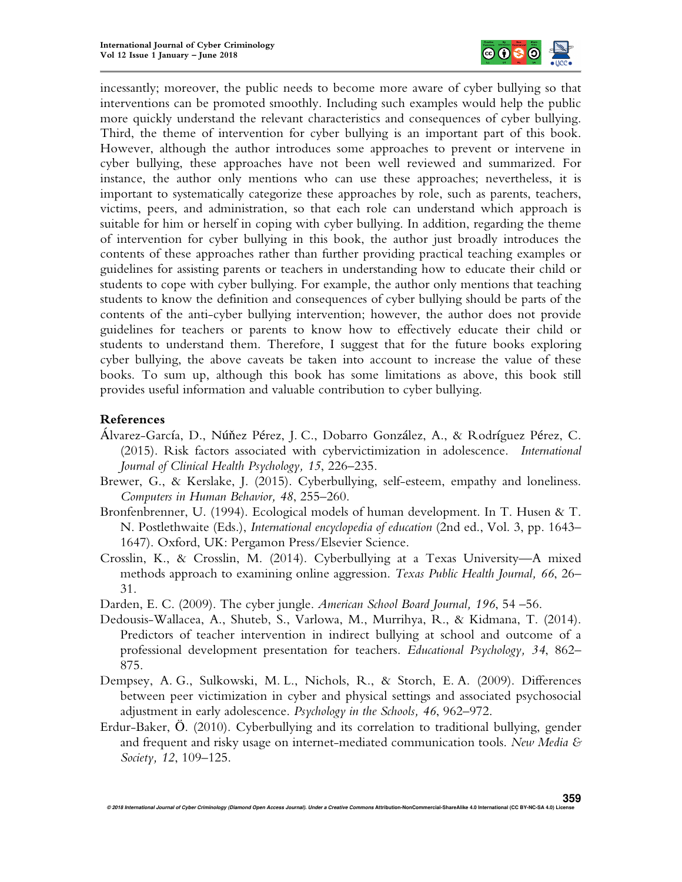incessantly; moreover, the public needs to become more aware of cyber bullying so that interventions can be promoted smoothly. Including such examples would help the public more quickly understand the relevant characteristics and consequences of cyber bullying. Third, the theme of intervention for cyber bullying is an important part of this book. However, although the author introduces some approaches to prevent or intervene in cyber bullying, these approaches have not been well reviewed and summarized. For instance, the author only mentions who can use these approaches; nevertheless, it is important to systematically categorize these approaches by role, such as parents, teachers, victims, peers, and administration, so that each role can understand which approach is suitable for him or herself in coping with cyber bullying. In addition, regarding the theme of intervention for cyber bullying in this book, the author just broadly introduces the contents of these approaches rather than further providing practical teaching examples or guidelines for assisting parents or teachers in understanding how to educate their child or students to cope with cyber bullying. For example, the author only mentions that teaching students to know the definition and consequences of cyber bullying should be parts of the contents of the anti-cyber bullying intervention; however, the author does not provide guidelines for teachers or parents to know how to effectively educate their child or students to understand them. Therefore, I suggest that for the future books exploring cyber bullying, the above caveats be taken into account to increase the value of these books. To sum up, although this book has some limitations as above, this book still provides useful information and valuable contribution to cyber bullying.

**References**

Álvarez-García, D., Núñez Pérez, J. C., Dobarro González, A., & Rodríguez Pérez, C. (2015). Risk factors associated with cybervictimization in adolescence. *International Journal of Clinical Health Psychology, 15*, 226–235.

Brewer, G., & Kerslake, J. (2015). Cyberbullying, self-esteem, empathy and loneliness. *Computers in Human Behavior, 48*, 255–260.

Bronfenbrenner, U. (1994). Ecological models of human development. In T. Husen & T. N. Postlethwaite (Eds.), *International encyclopedia of education* (2nd ed., Vol. 3, pp. 1643–1647). Oxford, UK: Pergamon Press/Elsevier Science.

Crosslin, K., & Crosslin, M. (2014). Cyberbullying at a Texas University—A mixed methods approach to examining online aggression. *Texas Public Health Journal, 66*, 26–31.

Darden, E. C. (2009). The cyber jungle. *American School Board Journal, 196*, 54 –56.

Dedousis-Wallacea, A., Shuteb, S., Varlowa, M., Murrihya, R., & Kidmana, T. (2014). Predictors of teacher intervention in indirect bullying at school and outcome of a professional development presentation for teachers. *Educational Psychology, 34*, 862–875.

Dempsey, A. G., Sulkowski, M. L., Nichols, R., & Storch, E. A. (2009). Differences between peer victimization in cyber and physical settings and associated psychosocial adjustment in early adolescence. *Psychology in the Schools, 46*, 962–972.

Erdur-Baker, Ö. (2010). Cyberbullying and its correlation to traditional bullying, gender and frequent and risky usage on internet-mediated communication tools. *New Media & Society, 12*, 109–125.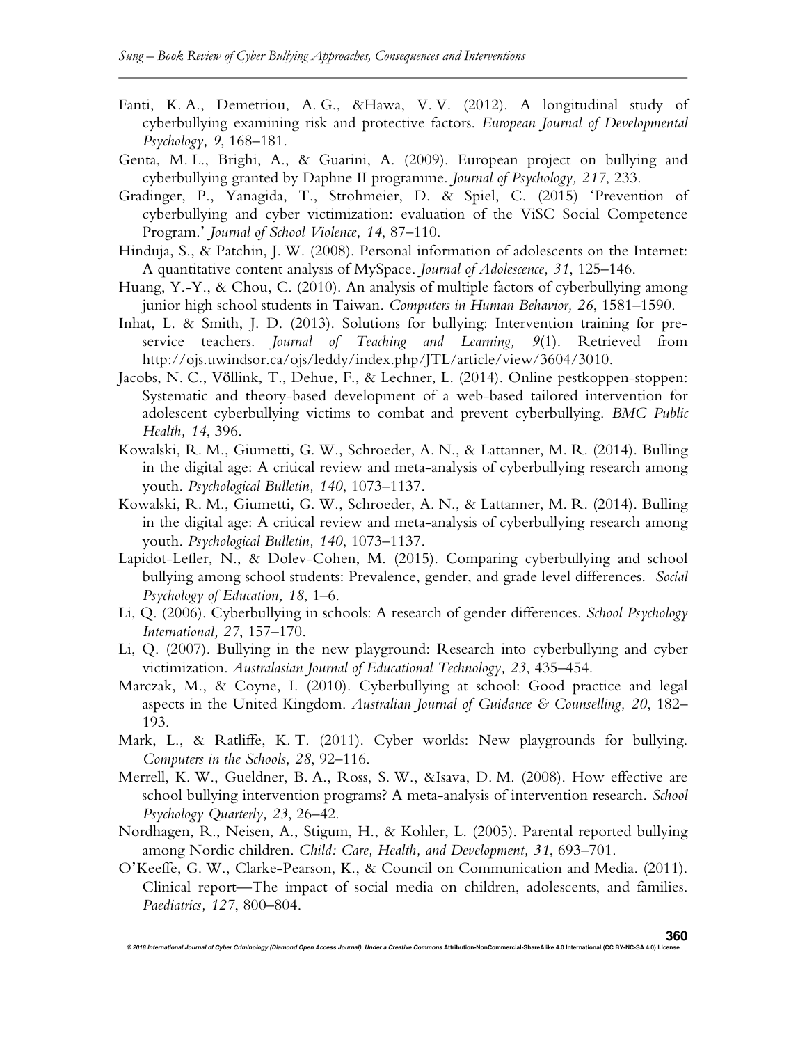Fanti, K. A., Demetriou, A. G., &Hawa, V. V. (2012). A longitudinal study of cyberbullying examining risk and protective factors. *European Journal of Developmental Psychology, 9*, 168–181.

Genta, M. L., Brighi, A., & Guarini, A. (2009). European project on bullying and cyberbullying granted by Daphne II programme. *Journal of Psychology, 217*, 233.

Gradinger, P., Yanagida, T., Strohmeier, D. & Spiel, C. (2015) 'Prevention of cyberbullying and cyber victimization: evaluation of the ViSC Social Competence Program.' *Journal of School Violence, 14*, 87–110.

Hinduja, S., & Patchin, J. W. (2008). Personal information of adolescents on the Internet: A quantitative content analysis of MySpace. *Journal of Adolescence, 31*, 125–146.

Huang, Y.-Y., & Chou, C. (2010). An analysis of multiple factors of cyberbullying among junior high school students in Taiwan. *Computers in Human Behavior, 26*, 1581–1590.

Inhat, L. & Smith, J. D. (2013). Solutions for bullying: Intervention training for pre-service teachers. *Journal of Teaching and Learning, 9*(1). Retrieved from http://ojs.uwindsor.ca/ojs/leddy/index.php/JTL/article/view/3604/3010.

Jacobs, N. C., Völlink, T., Dehue, F., & Lechner, L. (2014). Online pestkoppen-stoppen: Systematic and theory-based development of a web-based tailored intervention for adolescent cyberbullying victims to combat and prevent cyberbullying. *BMC Public Health, 14*, 396.

Kowalski, R. M., Giumetti, G. W., Schroeder, A. N., & Lattanner, M. R. (2014). Bulling in the digital age: A critical review and meta-analysis of cyberbullying research among youth. *Psychological Bulletin, 140*, 1073–1137.

Kowalski, R. M., Giumetti, G. W., Schroeder, A. N., & Lattanner, M. R. (2014). Bulling in the digital age: A critical review and meta-analysis of cyberbullying research among youth. *Psychological Bulletin, 140*, 1073–1137.

Lapidot-Lefler, N., & Dolev-Cohen, M. (2015). Comparing cyberbullying and school bullying among school students: Prevalence, gender, and grade level differences. *Social Psychology of Education, 18*, 1–6.

Li, Q. (2006). Cyberbullying in schools: A research of gender differences. *School Psychology International, 27*, 157–170.

Li, Q. (2007). Bullying in the new playground: Research into cyberbullying and cyber victimization. *Australasian Journal of Educational Technology, 23*, 435–454.

Marczak, M., & Coyne, I. (2010). Cyberbullying at school: Good practice and legal aspects in the United Kingdom. *Australian Journal of Guidance & Counselling, 20*, 182–193.

Mark, L., & Ratliffe, K. T. (2011). Cyber worlds: New playgrounds for bullying. *Computers in the Schools, 28*, 92–116.

Merrell, K. W., Gueldner, B. A., Ross, S. W., &Isava, D. M. (2008). How effective are school bullying intervention programs? A meta-analysis of intervention research. *School Psychology Quarterly, 23*, 26–42.

Nordhagen, R., Neisen, A., Stigum, H., & Kohler, L. (2005). Parental reported bullying among Nordic children. *Child: Care, Health, and Development, 31*, 693–701.

O'Keeffe, G. W., Clarke-Pearson, K., & Council on Communication and Media. (2011). Clinical report—The impact of social media on children, adolescents, and families. *Paediatrics, 127*, 800–804.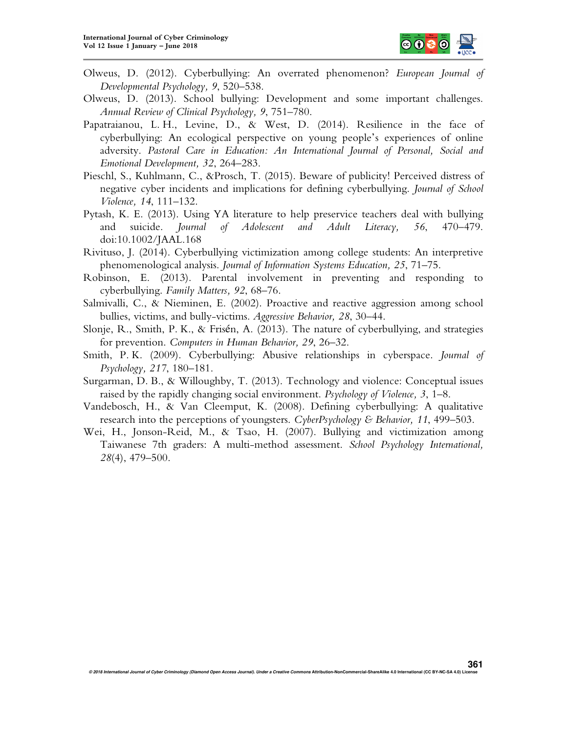Olweus, D. (2012). Cyberbullying: An overrated phenomenon? *European Journal of Developmental Psychology, 9*, 520–538.

Olweus, D. (2013). School bullying: Development and some important challenges. *Annual Review of Clinical Psychology, 9*, 751–780.

Papatraianou, L. H., Levine, D., & West, D. (2014). Resilience in the face of cyberbullying: An ecological perspective on young people's experiences of online adversity. *Pastoral Care in Education: An International Journal of Personal, Social and Emotional Development, 32*, 264–283.

Pieschl, S., Kuhlmann, C., &Prosch, T. (2015). Beware of publicity! Perceived distress of negative cyber incidents and implications for defining cyberbullying. *Journal of School Violence, 14*, 111–132.

Pytash, K. E. (2013). Using YA literature to help preservice teachers deal with bullying and suicide. *Journal of Adolescent and Adult Literacy, 56*, 470–479. doi:10.1002/JAAL.168

Rivituso, J. (2014). Cyberbullying victimization among college students: An interpretive phenomenological analysis. *Journal of Information Systems Education, 25*, 71–75.

Robinson, E. (2013). Parental involvement in preventing and responding to cyberbullying. *Family Matters, 92*, 68–76.

Salmivalli, C., & Nieminen, E. (2002). Proactive and reactive aggression among school bullies, victims, and bully-victims. *Aggressive Behavior, 28*, 30–44.

Slonje, R., Smith, P. K., & Frisén, A. (2013). The nature of cyberbullying, and strategies for prevention. *Computers in Human Behavior, 29*, 26–32.

Smith, P. K. (2009). Cyberbullying: Abusive relationships in cyberspace. *Journal of Psychology, 217*, 180–181.

Surgarman, D. B., & Willoughby, T. (2013). Technology and violence: Conceptual issues raised by the rapidly changing social environment. *Psychology of Violence, 3*, 1–8.

Vandebosch, H., & Van Cleemput, K. (2008). Defining cyberbullying: A qualitative research into the perceptions of youngsters. *CyberPsychology & Behavior, 11*, 499–503.

Wei, H., Jonson-Reid, M., & Tsao, H. (2007). Bullying and victimization among Taiwanese 7th graders: A multi-method assessment. *School Psychology International, 28*(4), 479–500.